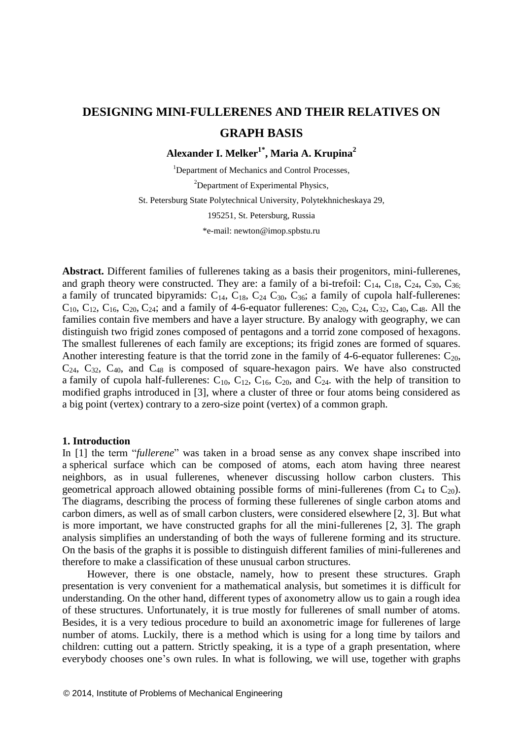# DESIGNING MINI-FULLERENES AND THEIR RELATIVES ON GRAPH BASIS

**Alexander I. Melker[1*], Maria A. Krupina[2]**

[1]Department of Mechanics and Control Processes,

[2]Department of Experimental Physics,

St. Petersburg State Polytechnical University, Polytekhnicheskaya 29,

195251, St. Petersburg, Russia

*e-mail: newton@imop.spbstu.ru

**Abstract.** Different families of fullerenes taking as a basis their progenitors, mini-fullerenes, and graph theory were constructed. They are: a family of a bi-trefoil: $C_{14}$, $C_{18}$, $C_{24}$, $C_{30}$, $C_{36;}$ a family of truncated bipyramids: $C_{14}$, $C_{18}$, $C_{24}$ $C_{30}$, $C_{36}$; a family of cupola half-fullerenes: $C_{10}$, $C_{12}$, $C_{16}$, $C_{20}$, $C_{24}$; and a family of 4-6-equator fullerenes: $C_{20}$, $C_{24}$, $C_{32}$, $C_{40}$, $C_{48}$. All the families contain five members and have a layer structure. By analogy with geography, we can distinguish two frigid zones composed of pentagons and a torrid zone composed of hexagons. The smallest fullerenes of each family are exceptions; its frigid zones are formed of squares. Another interesting feature is that the torrid zone in the family of 4-6-equator fullerenes: $C_{20}$, $C_{24}$, $C_{32}$, $C_{40}$, and $C_{48}$ is composed of square-hexagon pairs. We have also constructed a family of cupola half-fullerenes: $C_{10}$, $C_{12}$, $C_{16}$, $C_{20}$, and $C_{24}$. with the help of transition to modified graphs introduced in [3], where a cluster of three or four atoms being considered as a big point (vertex) contrary to a zero-size point (vertex) of a common graph.

## 1. Introduction

In [1] the term "*fullerene*" was taken in a broad sense as any convex shape inscribed into a spherical surface which can be composed of atoms, each atom having three nearest neighbors, as in usual fullerenes, whenever discussing hollow carbon clusters. This geometrical approach allowed obtaining possible forms of mini-fullerenes (from $C_4$ to $C_{20}$). The diagrams, describing the process of forming these fullerenes of single carbon atoms and carbon dimers, as well as of small carbon clusters, were considered elsewhere [2, 3]. But what is more important, we have constructed graphs for all the mini-fullerenes [2, 3]. The graph analysis simplifies an understanding of both the ways of fullerene forming and its structure. On the basis of the graphs it is possible to distinguish different families of mini-fullerenes and therefore to make a classification of these unusual carbon structures.

However, there is one obstacle, namely, how to present these structures. Graph presentation is very convenient for a mathematical analysis, but sometimes it is difficult for understanding. On the other hand, different types of axonometry allow us to gain a rough idea of these structures. Unfortunately, it is true mostly for fullerenes of small number of atoms. Besides, it is a very tedious procedure to build an axonometric image for fullerenes of large number of atoms. Luckily, there is a method which is using for a long time by tailors and children: cutting out a pattern. Strictly speaking, it is a type of a graph presentation, where everybody chooses one's own rules. In what is following, we will use, together with graphs

© 2014, Institute of Problems of Mechanical Engineering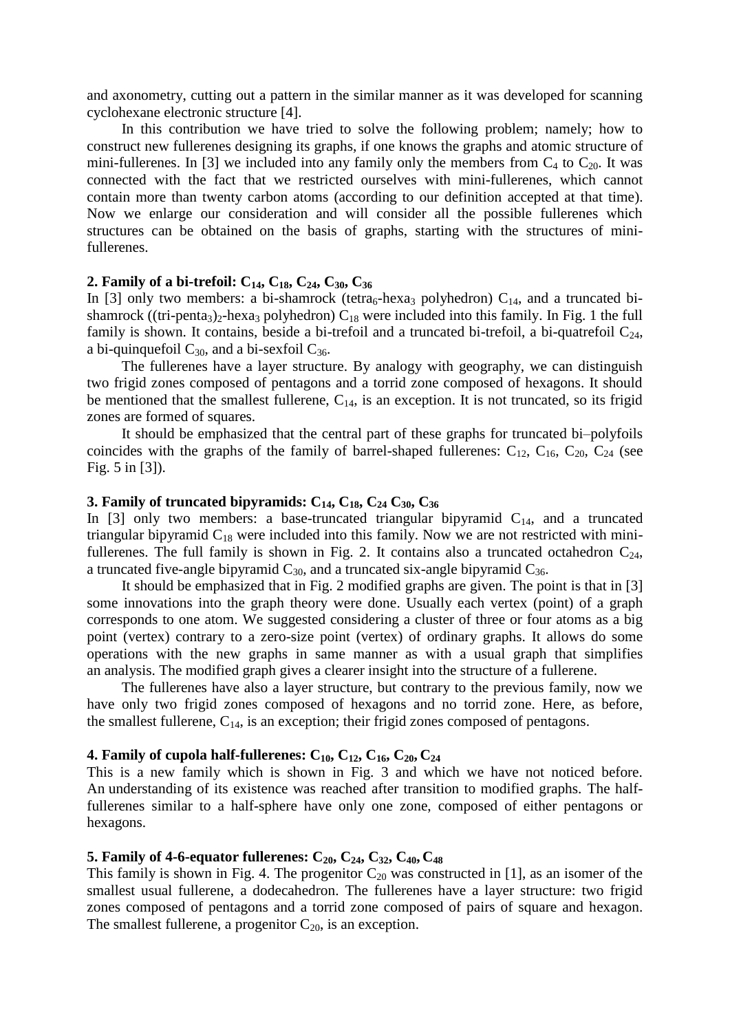and axonometry, cutting out a pattern in the similar manner as it was developed for scanning cyclohexane electronic structure [4].

In this contribution we have tried to solve the following problem; namely; how to construct new fullerenes designing its graphs, if one knows the graphs and atomic structure of mini-fullerenes. In [3] we included into any family only the members from $C_4$ to $C_{20}$. It was connected with the fact that we restricted ourselves with mini-fullerenes, which cannot contain more than twenty carbon atoms (according to our definition accepted at that time). Now we enlarge our consideration and will consider all the possible fullerenes which structures can be obtained on the basis of graphs, starting with the structures of mini-fullerenes.

## 2. Family of a bi-trefoil: $C_{14}$, $C_{18}$, $C_{24}$, $C_{30}$, $C_{36}$

In [3] only two members: a bi-shamrock (tetra$_6$-hexa$_3$ polyhedron) $C_{14}$, and a truncated bi-shamrock ((tri-penta$_3$)$_2$-hexa$_3$ polyhedron) $C_{18}$ were included into this family. In Fig. 1 the full family is shown. It contains, beside a bi-trefoil and a truncated bi-trefoil, a bi-quatrefoil $C_{24}$, a bi-quinquefoil $C_{30}$, and a bi-sexfoil $C_{36}$.

The fullerenes have a layer structure. By analogy with geography, we can distinguish two frigid zones composed of pentagons and a torrid zone composed of hexagons. It should be mentioned that the smallest fullerene, $C_{14}$, is an exception. It is not truncated, so its frigid zones are formed of squares.

It should be emphasized that the central part of these graphs for truncated bi–polyfoils coincides with the graphs of the family of barrel-shaped fullerenes: $C_{12}$, $C_{16}$, $C_{20}$, $C_{24}$ (see Fig. 5 in [3]).

## 3. Family of truncated bipyramids: $C_{14}$, $C_{18}$, $C_{24}$ $C_{30}$, $C_{36}$

In [3] only two members: a base-truncated triangular bipyramid $C_{14}$, and a truncated triangular bipyramid $C_{18}$ were included into this family. Now we are not restricted with mini-fullerenes. The full family is shown in Fig. 2. It contains also a truncated octahedron $C_{24}$, a truncated five-angle bipyramid $C_{30}$, and a truncated six-angle bipyramid $C_{36}$.

It should be emphasized that in Fig. 2 modified graphs are given. The point is that in [3] some innovations into the graph theory were done. Usually each vertex (point) of a graph corresponds to one atom. We suggested considering a cluster of three or four atoms as a big point (vertex) contrary to a zero-size point (vertex) of ordinary graphs. It allows do some operations with the new graphs in same manner as with a usual graph that simplifies an analysis. The modified graph gives a clearer insight into the structure of a fullerene.

The fullerenes have also a layer structure, but contrary to the previous family, now we have only two frigid zones composed of hexagons and no torrid zone. Here, as before, the smallest fullerene, $C_{14}$, is an exception; their frigid zones composed of pentagons.

## 4. Family of cupola half-fullerenes: $C_{10}$, $C_{12}$, $C_{16}$, $C_{20}$, $C_{24}$

This is a new family which is shown in Fig. 3 and which we have not noticed before. An understanding of its existence was reached after transition to modified graphs. The half-fullerenes similar to a half-sphere have only one zone, composed of either pentagons or hexagons.

## 5. Family of 4-6-equator fullerenes: $C_{20}$, $C_{24}$, $C_{32}$, $C_{40}$, $C_{48}$

This family is shown in Fig. 4. The progenitor $C_{20}$ was constructed in [1], as an isomer of the smallest usual fullerene, a dodecahedron. The fullerenes have a layer structure: two frigid zones composed of pentagons and a torrid zone composed of pairs of square and hexagon. The smallest fullerene, a progenitor $C_{20}$, is an exception.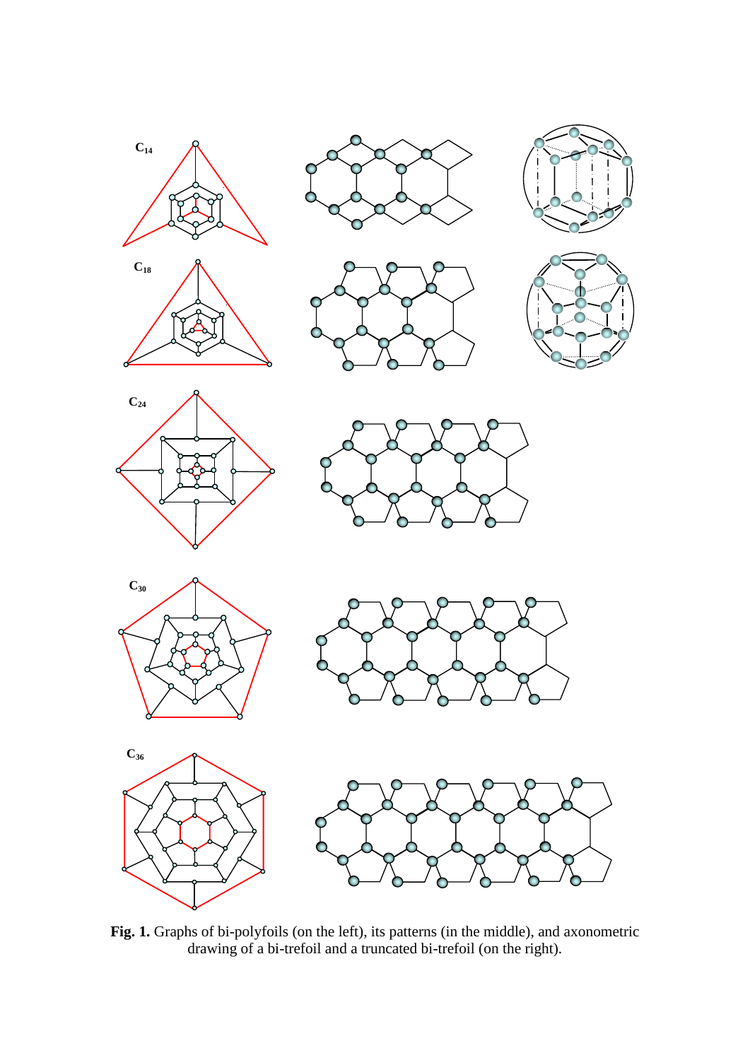$C_{14}$

$C_{18}$

$C_{24}$

$C_{30}$

$C_{36}$

**Fig. 1.** Graphs of bi-polyfoils (on the left), its patterns (in the middle), and axonometric drawing of a bi-trefoil and a truncated bi-trefoil (on the right).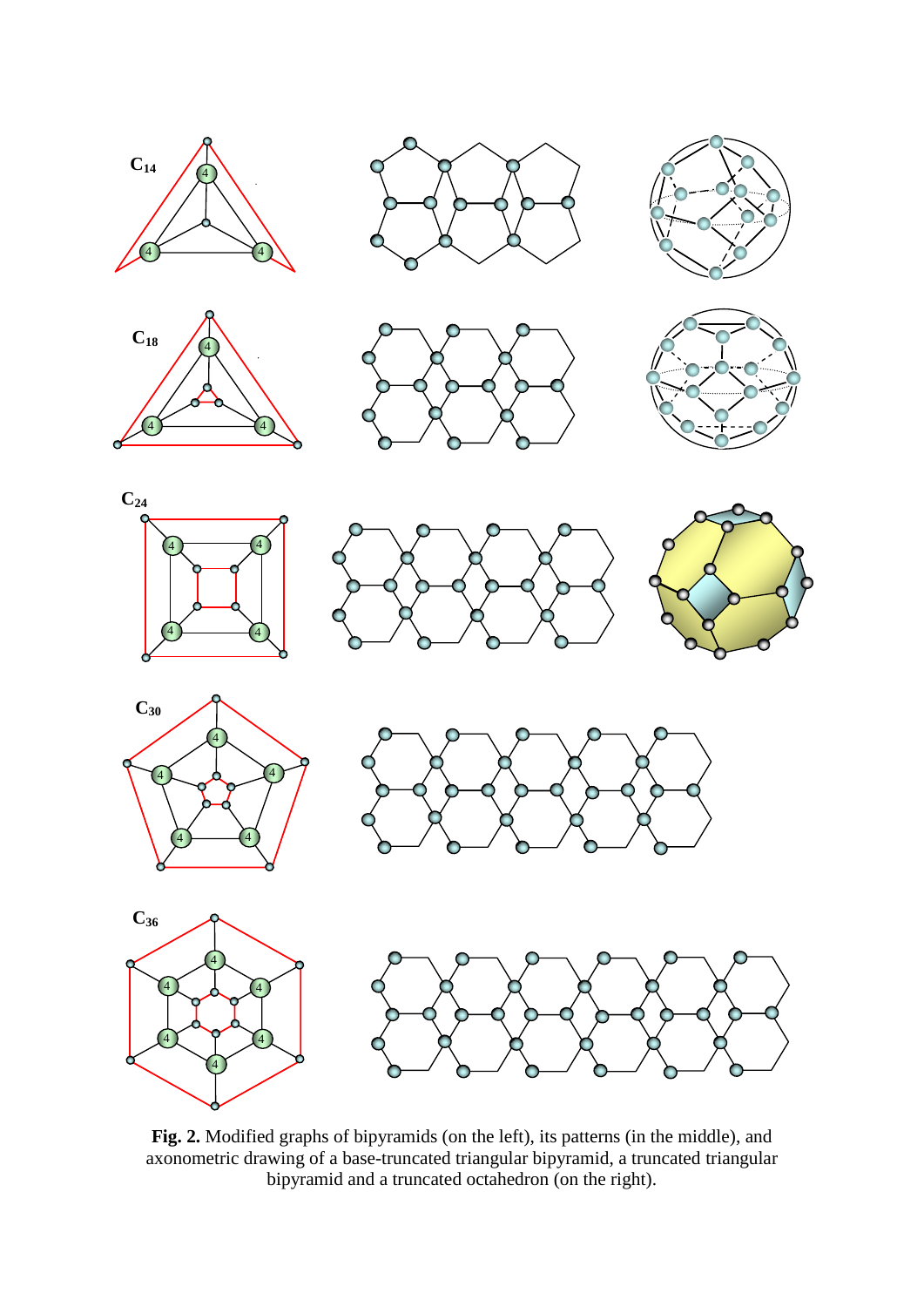**Fig. 2.** Modified graphs of bipyramids (on the left), its patterns (in the middle), and axonometric drawing of a base-truncated triangular bipyramid, a truncated triangular bipyramid and a truncated octahedron (on the right).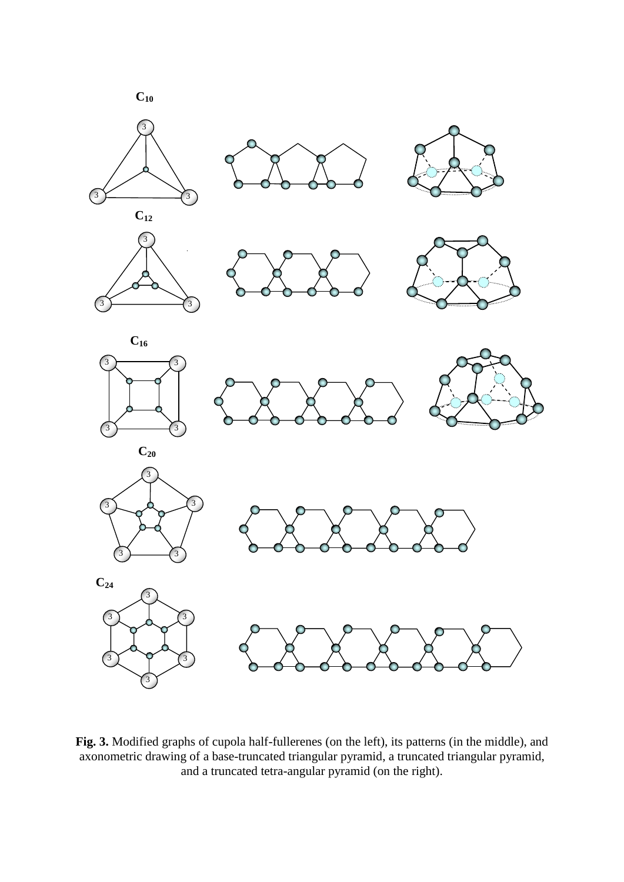Fig. 3. Modified graphs of cupola half-fullerenes (on the left), its patterns (in the middle), and axonometric drawing of a base-truncated triangular pyramid, a truncated triangular pyramid, and a truncated tetra-angular pyramid (on the right).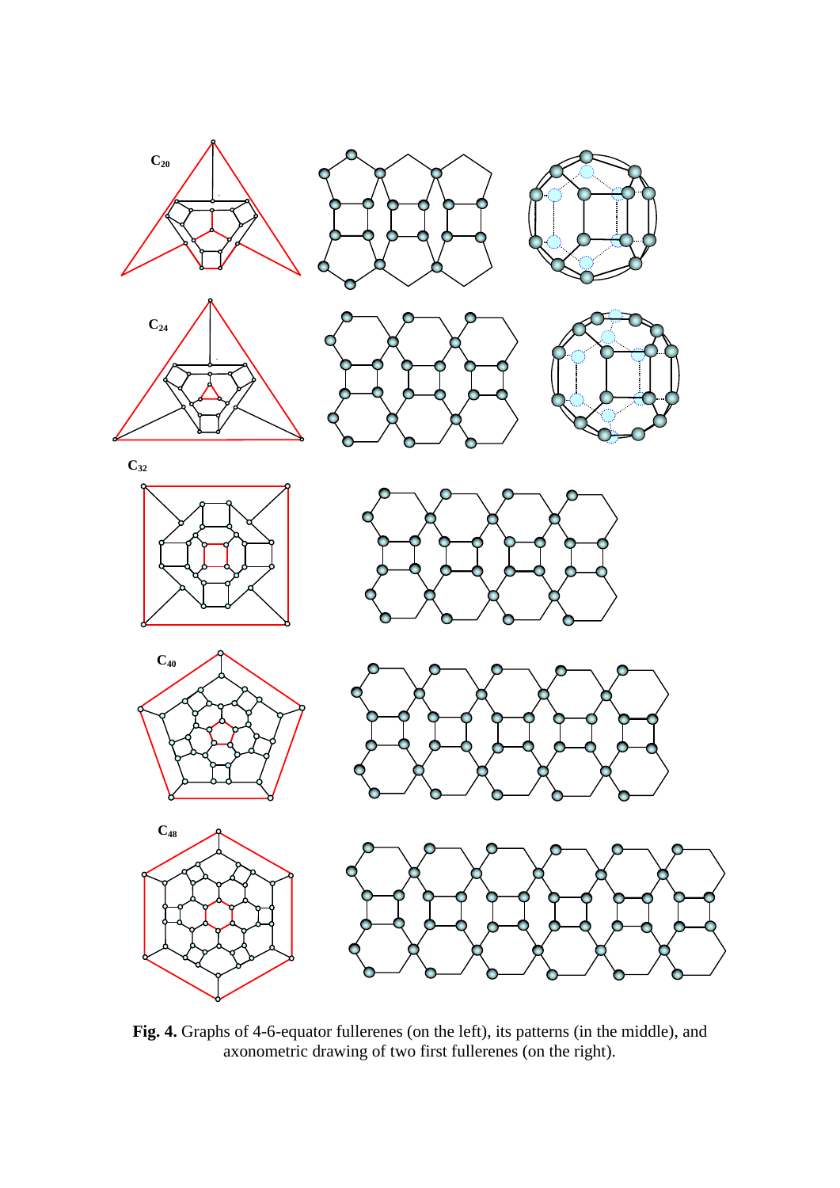$C_{20}$

$C_{24}$

$C_{32}$

$C_{40}$

$C_{48}$

**Fig. 4.** Graphs of 4-6-equator fullerenes (on the left), its patterns (in the middle), and axonometric drawing of two first fullerenes (on the right).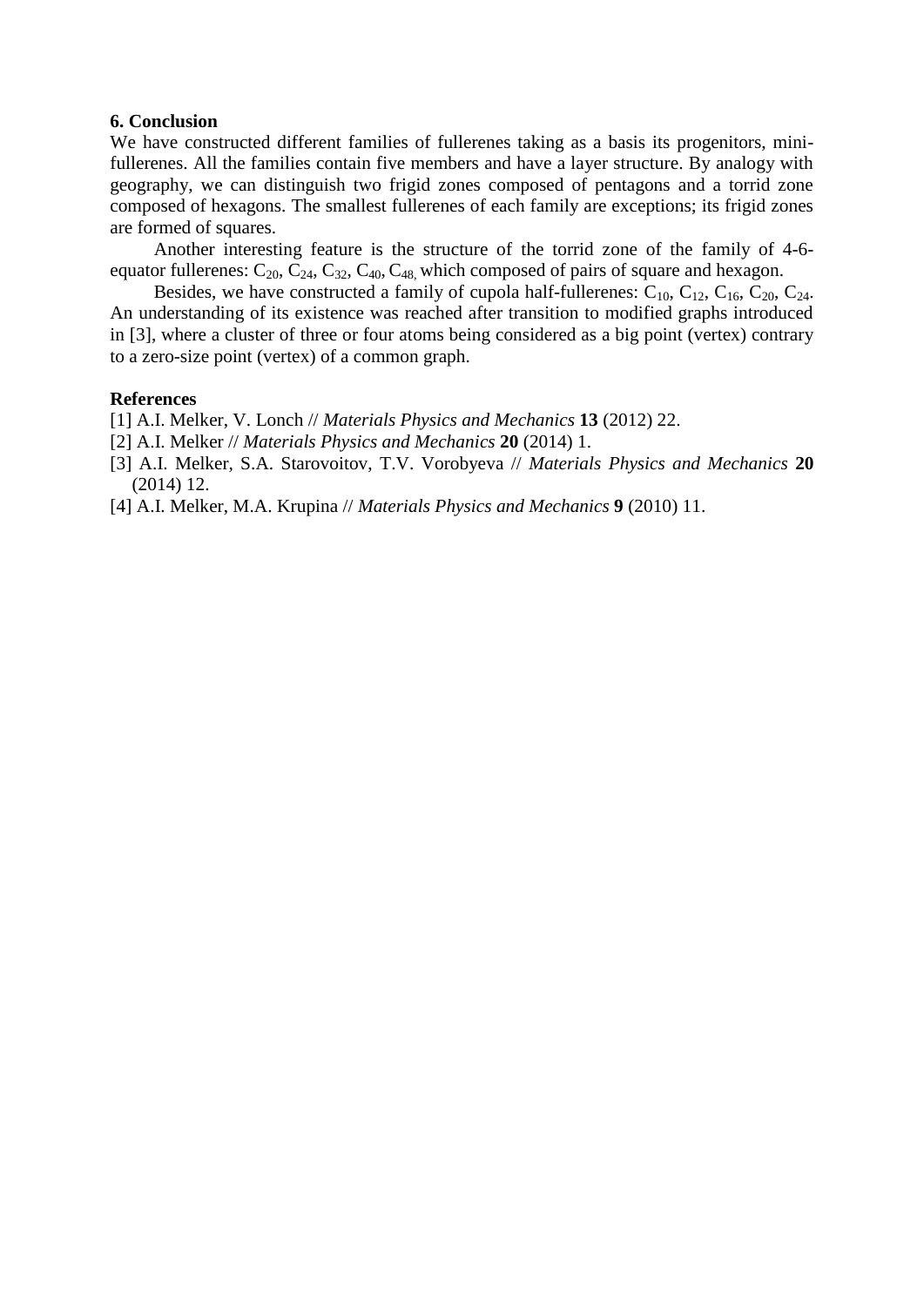## 6. Conclusion

We have constructed different families of fullerenes taking as a basis its progenitors, mini-fullerenes. All the families contain five members and have a layer structure. By analogy with geography, we can distinguish two frigid zones composed of pentagons and a torrid zone composed of hexagons. The smallest fullerenes of each family are exceptions; its frigid zones are formed of squares.

Another interesting feature is the structure of the torrid zone of the family of 4-6-equator fullerenes: $C_{20}$, $C_{24}$, $C_{32}$, $C_{40}$, $C_{48,}$ which composed of pairs of square and hexagon.

Besides, we have constructed a family of cupola half-fullerenes: $C_{10}$, $C_{12}$, $C_{16}$, $C_{20}$, $C_{24}$. An understanding of its existence was reached after transition to modified graphs introduced in [3], where a cluster of three or four atoms being considered as a big point (vertex) contrary to a zero-size point (vertex) of a common graph.

## References

[1] A.I. Melker, V. Lonch // *Materials Physics and Mechanics* **13** (2012) 22.

[2] A.I. Melker // *Materials Physics and Mechanics* **20** (2014) 1.

[3] A.I. Melker, S.A. Starovoitov, T.V. Vorobyeva // *Materials Physics and Mechanics* **20** (2014) 12.

[4] A.I. Melker, M.A. Krupina // *Materials Physics and Mechanics* **9** (2010) 11.